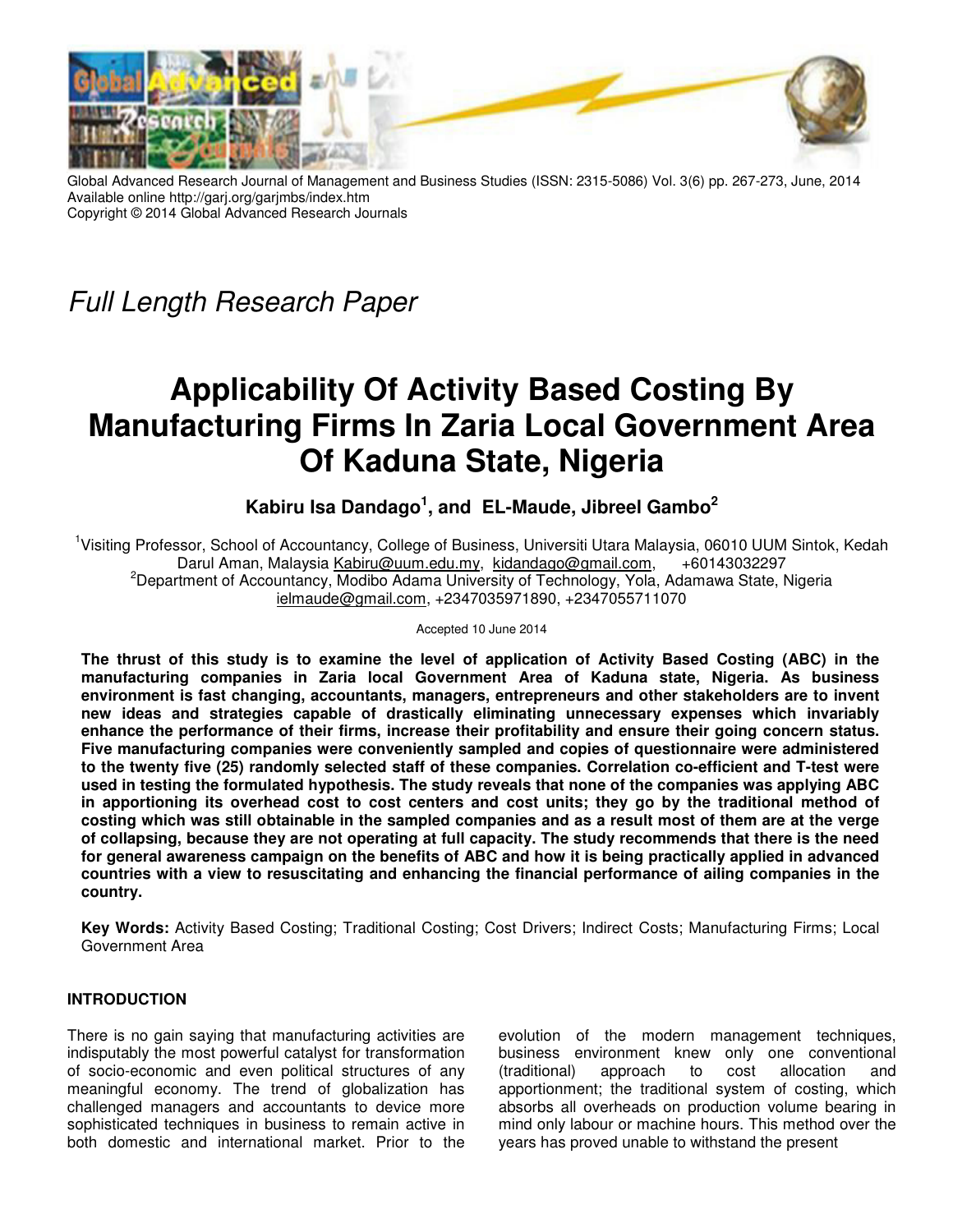Global Advanced Research Journal of Management and Business Studies (ISSN: 2315-5086) Vol. 3(6) pp. 267-273, June, 2014
Available online http://garj.org/garjmbs/index.htm
Copyright © 2014 Global Advanced Research Journals

*Full Length Research Paper*

# Applicability Of Activity Based Costing By Manufacturing Firms In Zaria Local Government Area Of Kaduna State, Nigeria

**Kabiru Isa Dandago[1], and EL-Maude, Jibreel Gambo[2]**

[1]Visiting Professor, School of Accountancy, College of Business, Universiti Utara Malaysia, 06010 UUM Sintok, Kedah Darul Aman, Malaysia Kabiru@uum.edu.my, kidandago@gmail.com, +60143032297
[2]Department of Accountancy, Modibo Adama University of Technology, Yola, Adamawa State, Nigeria ielmaude@gmail.com, +2347035971890, +2347055711070

Accepted 10 June 2014

**The thrust of this study is to examine the level of application of Activity Based Costing (ABC) in the manufacturing companies in Zaria local Government Area of Kaduna state, Nigeria. As business environment is fast changing, accountants, managers, entrepreneurs and other stakeholders are to invent new ideas and strategies capable of drastically eliminating unnecessary expenses which invariably enhance the performance of their firms, increase their profitability and ensure their going concern status. Five manufacturing companies were conveniently sampled and copies of questionnaire were administered to the twenty five (25) randomly selected staff of these companies. Correlation co-efficient and T-test were used in testing the formulated hypothesis. The study reveals that none of the companies was applying ABC in apportioning its overhead cost to cost centers and cost units; they go by the traditional method of costing which was still obtainable in the sampled companies and as a result most of them are at the verge of collapsing, because they are not operating at full capacity. The study recommends that there is the need for general awareness campaign on the benefits of ABC and how it is being practically applied in advanced countries with a view to resuscitating and enhancing the financial performance of ailing companies in the country.**

**Key Words:** Activity Based Costing; Traditional Costing; Cost Drivers; Indirect Costs; Manufacturing Firms; Local Government Area

## INTRODUCTION

There is no gain saying that manufacturing activities are indisputably the most powerful catalyst for transformation of socio-economic and even political structures of any meaningful economy. The trend of globalization has challenged managers and accountants to device more sophisticated techniques in business to remain active in both domestic and international market. Prior to the evolution of the modern management techniques, business environment knew only one conventional (traditional) approach to cost allocation and apportionment; the traditional system of costing, which absorbs all overheads on production volume bearing in mind only labour or machine hours. This method over the years has proved unable to withstand the present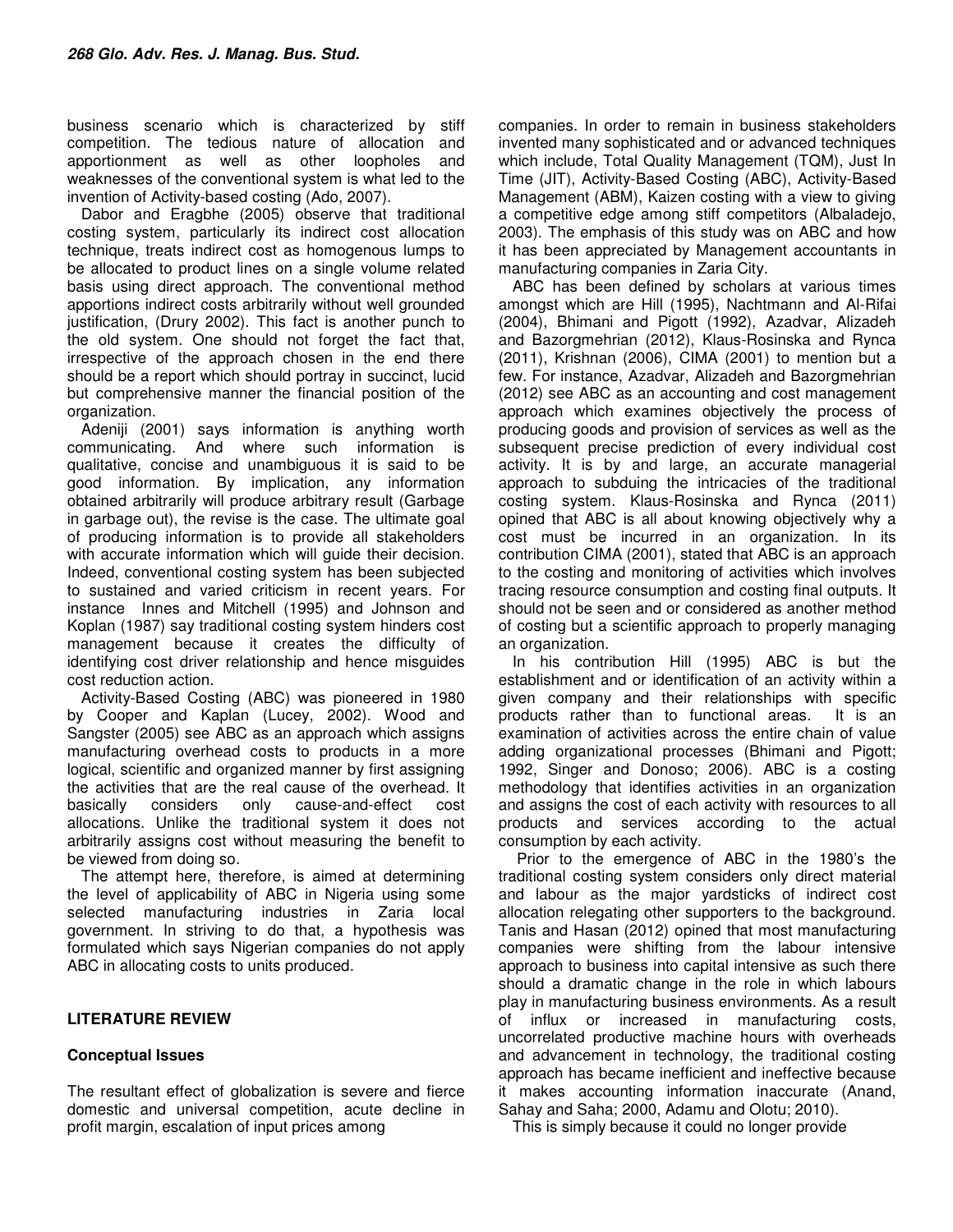business scenario which is characterized by stiff competition. The tedious nature of allocation and apportionment as well as other loopholes and weaknesses of the conventional system is what led to the invention of Activity-based costing (Ado, 2007).

Dabor and Eragbhe (2005) observe that traditional costing system, particularly its indirect cost allocation technique, treats indirect cost as homogenous lumps to be allocated to product lines on a single volume related basis using direct approach. The conventional method apportions indirect costs arbitrarily without well grounded justification, (Drury 2002). This fact is another punch to the old system. One should not forget the fact that, irrespective of the approach chosen in the end there should be a report which should portray in succinct, lucid but comprehensive manner the financial position of the organization.

Adeniji (2001) says information is anything worth communicating. And where such information is qualitative, concise and unambiguous it is said to be good information. By implication, any information obtained arbitrarily will produce arbitrary result (Garbage in garbage out), the revise is the case. The ultimate goal of producing information is to provide all stakeholders with accurate information which will guide their decision. Indeed, conventional costing system has been subjected to sustained and varied criticism in recent years. For instance Innes and Mitchell (1995) and Johnson and Koplan (1987) say traditional costing system hinders cost management because it creates the difficulty of identifying cost driver relationship and hence misguides cost reduction action.

Activity-Based Costing (ABC) was pioneered in 1980 by Cooper and Kaplan (Lucey, 2002). Wood and Sangster (2005) see ABC as an approach which assigns manufacturing overhead costs to products in a more logical, scientific and organized manner by first assigning the activities that are the real cause of the overhead. It basically considers only cause-and-effect cost allocations. Unlike the traditional system it does not arbitrarily assigns cost without measuring the benefit to be viewed from doing so.

The attempt here, therefore, is aimed at determining the level of applicability of ABC in Nigeria using some selected manufacturing industries in Zaria local government. In striving to do that, a hypothesis was formulated which says Nigerian companies do not apply ABC in allocating costs to units produced.

## LITERATURE REVIEW

### Conceptual Issues

The resultant effect of globalization is severe and fierce domestic and universal competition, acute decline in profit margin, escalation of input prices among companies. In order to remain in business stakeholders invented many sophisticated and or advanced techniques which include, Total Quality Management (TQM), Just In Time (JIT), Activity-Based Costing (ABC), Activity-Based Management (ABM), Kaizen costing with a view to giving a competitive edge among stiff competitors (Albaladejo, 2003). The emphasis of this study was on ABC and how it has been appreciated by Management accountants in manufacturing companies in Zaria City.

ABC has been defined by scholars at various times amongst which are Hill (1995), Nachtmann and Al-Rifai (2004), Bhimani and Pigott (1992), Azadvar, Alizadeh and Bazorgmehrian (2012), Klaus-Rosinska and Rynca (2011), Krishnan (2006), CIMA (2001) to mention but a few. For instance, Azadvar, Alizadeh and Bazorgmehrian (2012) see ABC as an accounting and cost management approach which examines objectively the process of producing goods and provision of services as well as the subsequent precise prediction of every individual cost activity. It is by and large, an accurate managerial approach to subduing the intricacies of the traditional costing system. Klaus-Rosinska and Rynca (2011) opined that ABC is all about knowing objectively why a cost must be incurred in an organization. In its contribution CIMA (2001), stated that ABC is an approach to the costing and monitoring of activities which involves tracing resource consumption and costing final outputs. It should not be seen and or considered as another method of costing but a scientific approach to properly managing an organization.

In his contribution Hill (1995) ABC is but the establishment and or identification of an activity within a given company and their relationships with specific products rather than to functional areas. It is an examination of activities across the entire chain of value adding organizational processes (Bhimani and Pigott; 1992, Singer and Donoso; 2006). ABC is a costing methodology that identifies activities in an organization and assigns the cost of each activity with resources to all products and services according to the actual consumption by each activity.

Prior to the emergence of ABC in the 1980's the traditional costing system considers only direct material and labour as the major yardsticks of indirect cost allocation relegating other supporters to the background. Tanis and Hasan (2012) opined that most manufacturing companies were shifting from the labour intensive approach to business into capital intensive as such there should a dramatic change in the role in which labours play in manufacturing business environments. As a result of influx or increased in manufacturing costs, uncorrelated productive machine hours with overheads and advancement in technology, the traditional costing approach has became inefficient and ineffective because it makes accounting information inaccurate (Anand, Sahay and Saha; 2000, Adamu and Olotu; 2010).

This is simply because it could no longer provide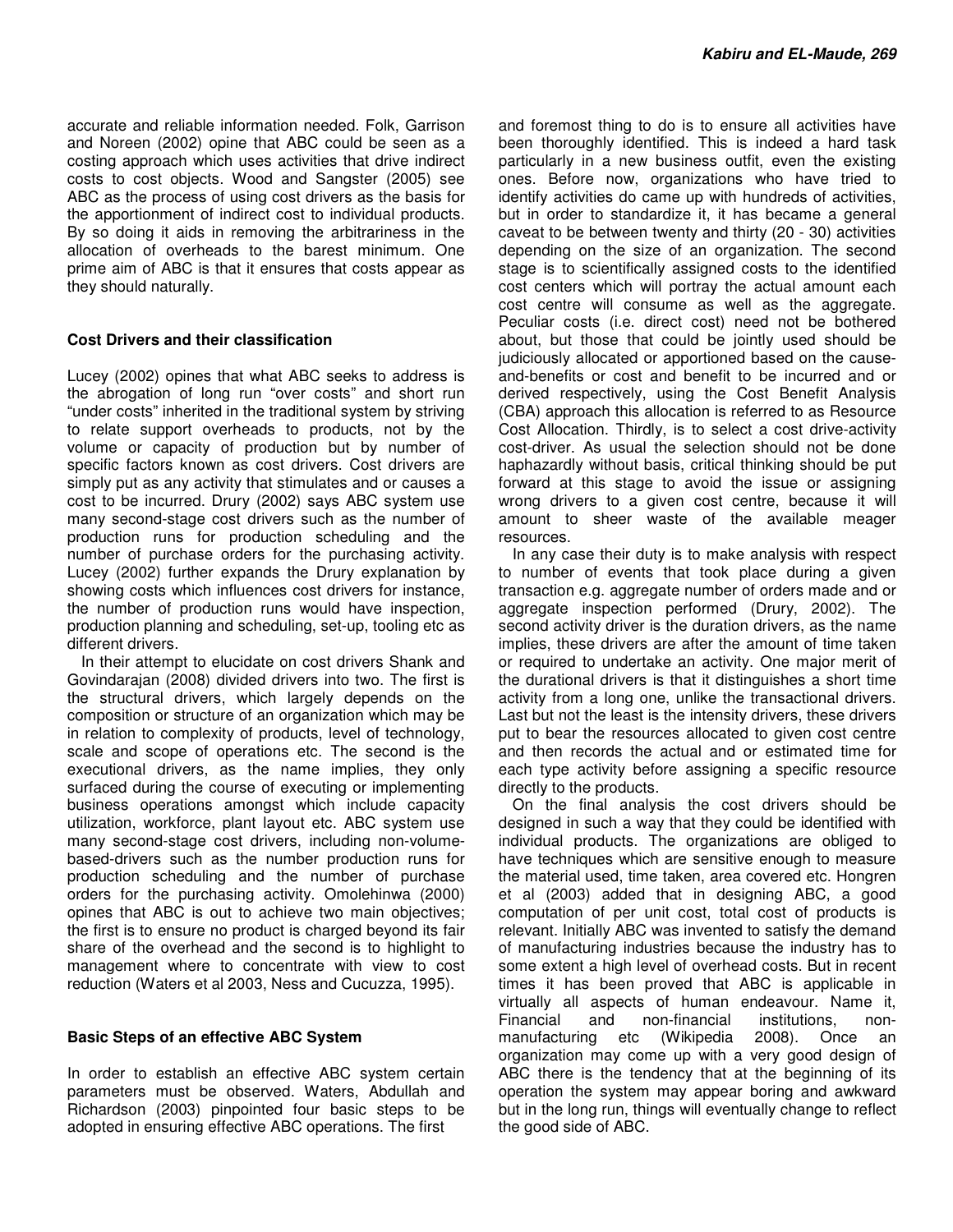accurate and reliable information needed. Folk, Garrison and Noreen (2002) opine that ABC could be seen as a costing approach which uses activities that drive indirect costs to cost objects. Wood and Sangster (2005) see ABC as the process of using cost drivers as the basis for the apportionment of indirect cost to individual products. By so doing it aids in removing the arbitrariness in the allocation of overheads to the barest minimum. One prime aim of ABC is that it ensures that costs appear as they should naturally.

### Cost Drivers and their classification

Lucey (2002) opines that what ABC seeks to address is the abrogation of long run "over costs" and short run "under costs" inherited in the traditional system by striving to relate support overheads to products, not by the volume or capacity of production but by number of specific factors known as cost drivers. Cost drivers are simply put as any activity that stimulates and or causes a cost to be incurred. Drury (2002) says ABC system use many second-stage cost drivers such as the number of production runs for production scheduling and the number of purchase orders for the purchasing activity. Lucey (2002) further expands the Drury explanation by showing costs which influences cost drivers for instance, the number of production runs would have inspection, production planning and scheduling, set-up, tooling etc as different drivers.

In their attempt to elucidate on cost drivers Shank and Govindarajan (2008) divided drivers into two. The first is the structural drivers, which largely depends on the composition or structure of an organization which may be in relation to complexity of products, level of technology, scale and scope of operations etc. The second is the executional drivers, as the name implies, they only surfaced during the course of executing or implementing business operations amongst which include capacity utilization, workforce, plant layout etc. ABC system use many second-stage cost drivers, including non-volume-based-drivers such as the number production runs for production scheduling and the number of purchase orders for the purchasing activity. Omolehinwa (2000) opines that ABC is out to achieve two main objectives; the first is to ensure no product is charged beyond its fair share of the overhead and the second is to highlight to management where to concentrate with view to cost reduction (Waters et al 2003, Ness and Cucuzza, 1995).

### Basic Steps of an effective ABC System

In order to establish an effective ABC system certain parameters must be observed. Waters, Abdullah and Richardson (2003) pinpointed four basic steps to be adopted in ensuring effective ABC operations. The first and foremost thing to do is to ensure all activities have been thoroughly identified. This is indeed a hard task particularly in a new business outfit, even the existing ones. Before now, organizations who have tried to identify activities do came up with hundreds of activities, but in order to standardize it, it has became a general caveat to be between twenty and thirty (20 - 30) activities depending on the size of an organization. The second stage is to scientifically assigned costs to the identified cost centers which will portray the actual amount each cost centre will consume as well as the aggregate. Peculiar costs (i.e. direct cost) need not be bothered about, but those that could be jointly used should be judiciously allocated or apportioned based on the cause-and-benefits or cost and benefit to be incurred and or derived respectively, using the Cost Benefit Analysis (CBA) approach this allocation is referred to as Resource Cost Allocation. Thirdly, is to select a cost drive-activity cost-driver. As usual the selection should not be done haphazardly without basis, critical thinking should be put forward at this stage to avoid the issue or assigning wrong drivers to a given cost centre, because it will amount to sheer waste of the available meager resources.

In any case their duty is to make analysis with respect to number of events that took place during a given transaction e.g. aggregate number of orders made and or aggregate inspection performed (Drury, 2002). The second activity driver is the duration drivers, as the name implies, these drivers are after the amount of time taken or required to undertake an activity. One major merit of the durational drivers is that it distinguishes a short time activity from a long one, unlike the transactional drivers. Last but not the least is the intensity drivers, these drivers put to bear the resources allocated to given cost centre and then records the actual and or estimated time for each type activity before assigning a specific resource directly to the products.

On the final analysis the cost drivers should be designed in such a way that they could be identified with individual products. The organizations are obliged to have techniques which are sensitive enough to measure the material used, time taken, area covered etc. Hongren et al (2003) added that in designing ABC, a good computation of per unit cost, total cost of products is relevant. Initially ABC was invented to satisfy the demand of manufacturing industries because the industry has to some extent a high level of overhead costs. But in recent times it has been proved that ABC is applicable in virtually all aspects of human endeavour. Name it, Financial and non-financial institutions, non-manufacturing etc (Wikipedia 2008). Once an organization may come up with a very good design of ABC there is the tendency that at the beginning of its operation the system may appear boring and awkward but in the long run, things will eventually change to reflect the good side of ABC.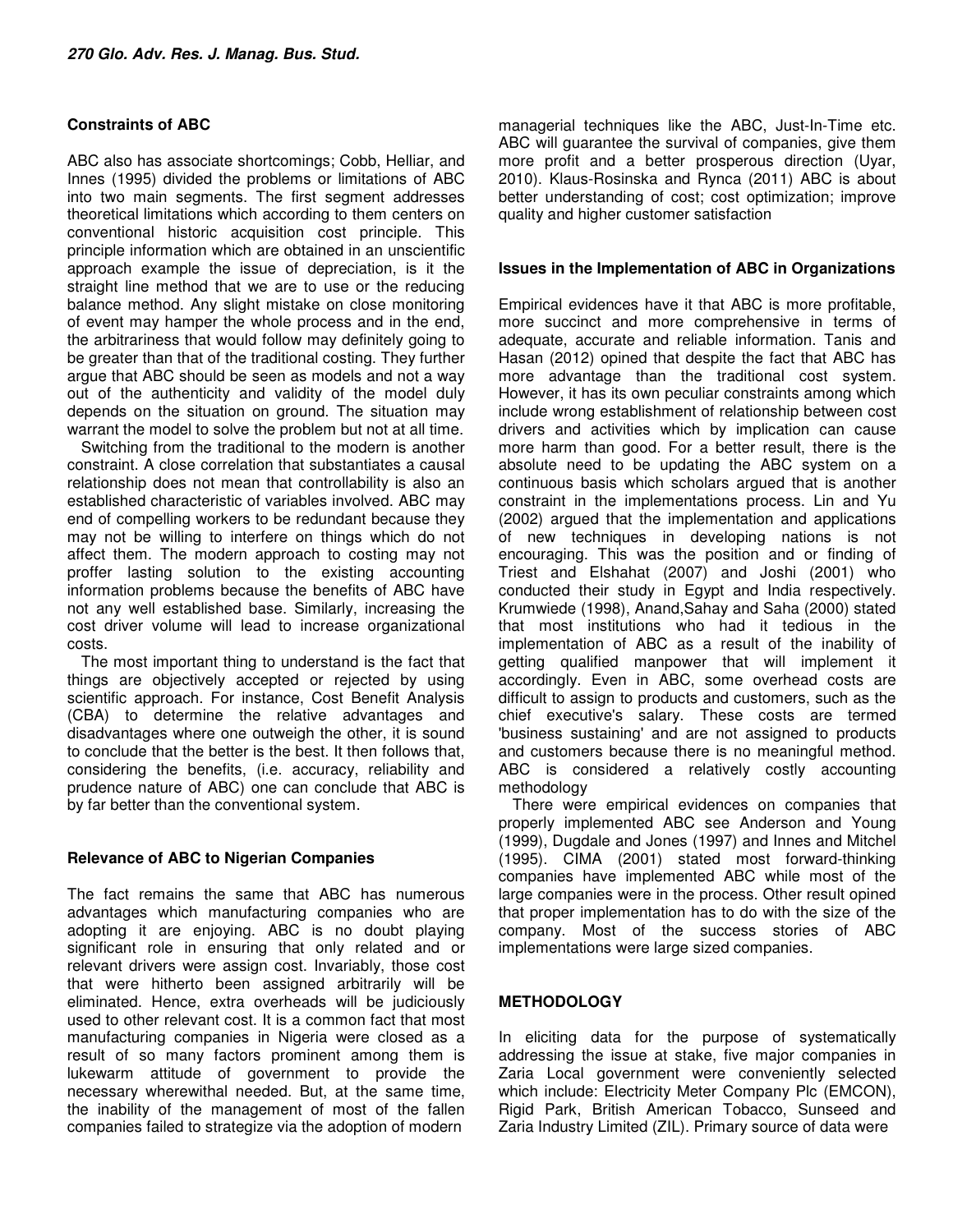### Constraints of ABC

ABC also has associate shortcomings; Cobb, Helliar, and Innes (1995) divided the problems or limitations of ABC into two main segments. The first segment addresses theoretical limitations which according to them centers on conventional historic acquisition cost principle. This principle information which are obtained in an unscientific approach example the issue of depreciation, is it the straight line method that we are to use or the reducing balance method. Any slight mistake on close monitoring of event may hamper the whole process and in the end, the arbitrariness that would follow may definitely going to be greater than that of the traditional costing. They further argue that ABC should be seen as models and not a way out of the authenticity and validity of the model duly depends on the situation on ground. The situation may warrant the model to solve the problem but not at all time.

Switching from the traditional to the modern is another constraint. A close correlation that substantiates a causal relationship does not mean that controllability is also an established characteristic of variables involved. ABC may end of compelling workers to be redundant because they may not be willing to interfere on things which do not affect them. The modern approach to costing may not proffer lasting solution to the existing accounting information problems because the benefits of ABC have not any well established base. Similarly, increasing the cost driver volume will lead to increase organizational costs.

The most important thing to understand is the fact that things are objectively accepted or rejected by using scientific approach. For instance, Cost Benefit Analysis (CBA) to determine the relative advantages and disadvantages where one outweigh the other, it is sound to conclude that the better is the best. It then follows that, considering the benefits, (i.e. accuracy, reliability and prudence nature of ABC) one can conclude that ABC is by far better than the conventional system.

### Relevance of ABC to Nigerian Companies

The fact remains the same that ABC has numerous advantages which manufacturing companies who are adopting it are enjoying. ABC is no doubt playing significant role in ensuring that only related and or relevant drivers were assign cost. Invariably, those cost that were hitherto been assigned arbitrarily will be eliminated. Hence, extra overheads will be judiciously used to other relevant cost. It is a common fact that most manufacturing companies in Nigeria were closed as a result of so many factors prominent among them is lukewarm attitude of government to provide the necessary wherewithal needed. But, at the same time, the inability of the management of most of the fallen companies failed to strategize via the adoption of modern managerial techniques like the ABC, Just-In-Time etc. ABC will guarantee the survival of companies, give them more profit and a better prosperous direction (Uyar, 2010). Klaus-Rosinska and Rynca (2011) ABC is about better understanding of cost; cost optimization; improve quality and higher customer satisfaction

### Issues in the Implementation of ABC in Organizations

Empirical evidences have it that ABC is more profitable, more succinct and more comprehensive in terms of adequate, accurate and reliable information. Tanis and Hasan (2012) opined that despite the fact that ABC has more advantage than the traditional cost system. However, it has its own peculiar constraints among which include wrong establishment of relationship between cost drivers and activities which by implication can cause more harm than good. For a better result, there is the absolute need to be updating the ABC system on a continuous basis which scholars argued that is another constraint in the implementations process. Lin and Yu (2002) argued that the implementation and applications of new techniques in developing nations is not encouraging. This was the position and or finding of Triest and Elshahat (2007) and Joshi (2001) who conducted their study in Egypt and India respectively. Krumwiede (1998), Anand,Sahay and Saha (2000) stated that most institutions who had it tedious in the implementation of ABC as a result of the inability of getting qualified manpower that will implement it accordingly. Even in ABC, some overhead costs are difficult to assign to products and customers, such as the chief executive's salary. These costs are termed 'business sustaining' and are not assigned to products and customers because there is no meaningful method. ABC is considered a relatively costly accounting methodology

There were empirical evidences on companies that properly implemented ABC see Anderson and Young (1999), Dugdale and Jones (1997) and Innes and Mitchel (1995). CIMA (2001) stated most forward-thinking companies have implemented ABC while most of the large companies were in the process. Other result opined that proper implementation has to do with the size of the company. Most of the success stories of ABC implementations were large sized companies.

## METHODOLOGY

In eliciting data for the purpose of systematically addressing the issue at stake, five major companies in Zaria Local government were conveniently selected which include: Electricity Meter Company Plc (EMCON), Rigid Park, British American Tobacco, Sunseed and Zaria Industry Limited (ZIL). Primary source of data were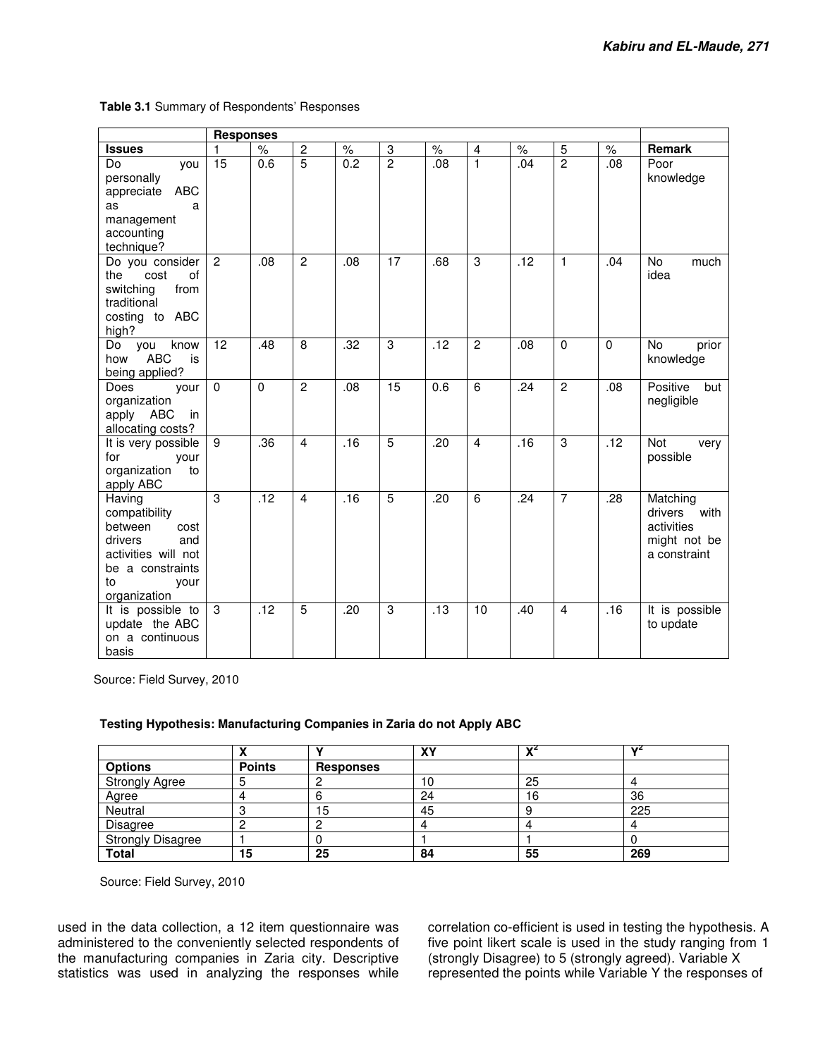**Table 3.1** Summary of Respondents' Responses

| | Responses | | | | | | | | | | |
|---|---|---|---|---|---|---|---|---|---|---|---|
| **Issues** | 1 | % | 2 | % | 3 | % | 4 | % | 5 | % | **Remark** |
| Do you personally appreciate ABC as a management accounting technique? | 15 | 0.6 | 5 | 0.2 | 2 | .08 | 1 | .04 | 2 | .08 | Poor knowledge |
| Do you consider the cost of switching from traditional costing to ABC high? | 2 | .08 | 2 | .08 | 17 | .68 | 3 | .12 | 1 | .04 | No much idea |
| Do you know how ABC is being applied? | 12 | .48 | 8 | .32 | 3 | .12 | 2 | .08 | 0 | 0 | No prior knowledge |
| Does your organization apply ABC in allocating costs? | 0 | 0 | 2 | .08 | 15 | 0.6 | 6 | .24 | 2 | .08 | Positive but negligible |
| It is very possible for your organization to apply ABC | 9 | .36 | 4 | .16 | 5 | .20 | 4 | .16 | 3 | .12 | Not very possible |
| Having compatibility between cost drivers and activities will not be a constraints to your organization | 3 | .12 | 4 | .16 | 5 | .20 | 6 | .24 | 7 | .28 | Matching drivers with activities might not be a constraint |
| It is possible to update the ABC on a continuous basis | 3 | .12 | 5 | .20 | 3 | .13 | 10 | .40 | 4 | .16 | It is possible to update |

Source: Field Survey, 2010

**Testing Hypothesis: Manufacturing Companies in Zaria do not Apply ABC**

| | X | Y | XY | $X^2$ | $Y^2$ |
|---|---|---|---|---|---|
| **Options** | **Points** | **Responses** | | | |
| Strongly Agree | 5 | 2 | 10 | 25 | 4 |
| Agree | 4 | 6 | 24 | 16 | 36 |
| Neutral | 3 | 15 | 45 | 9 | 225 |
| Disagree | 2 | 2 | 4 | 4 | 4 |
| Strongly Disagree | 1 | 0 | 1 | 1 | 0 |
| **Total** | **15** | **25** | **84** | **55** | **269** |

Source: Field Survey, 2010

used in the data collection, a 12 item questionnaire was administered to the conveniently selected respondents of the manufacturing companies in Zaria city. Descriptive statistics was used in analyzing the responses while correlation co-efficient is used in testing the hypothesis. A five point likert scale is used in the study ranging from 1 (strongly Disagree) to 5 (strongly agreed). Variable X represented the points while Variable Y the responses of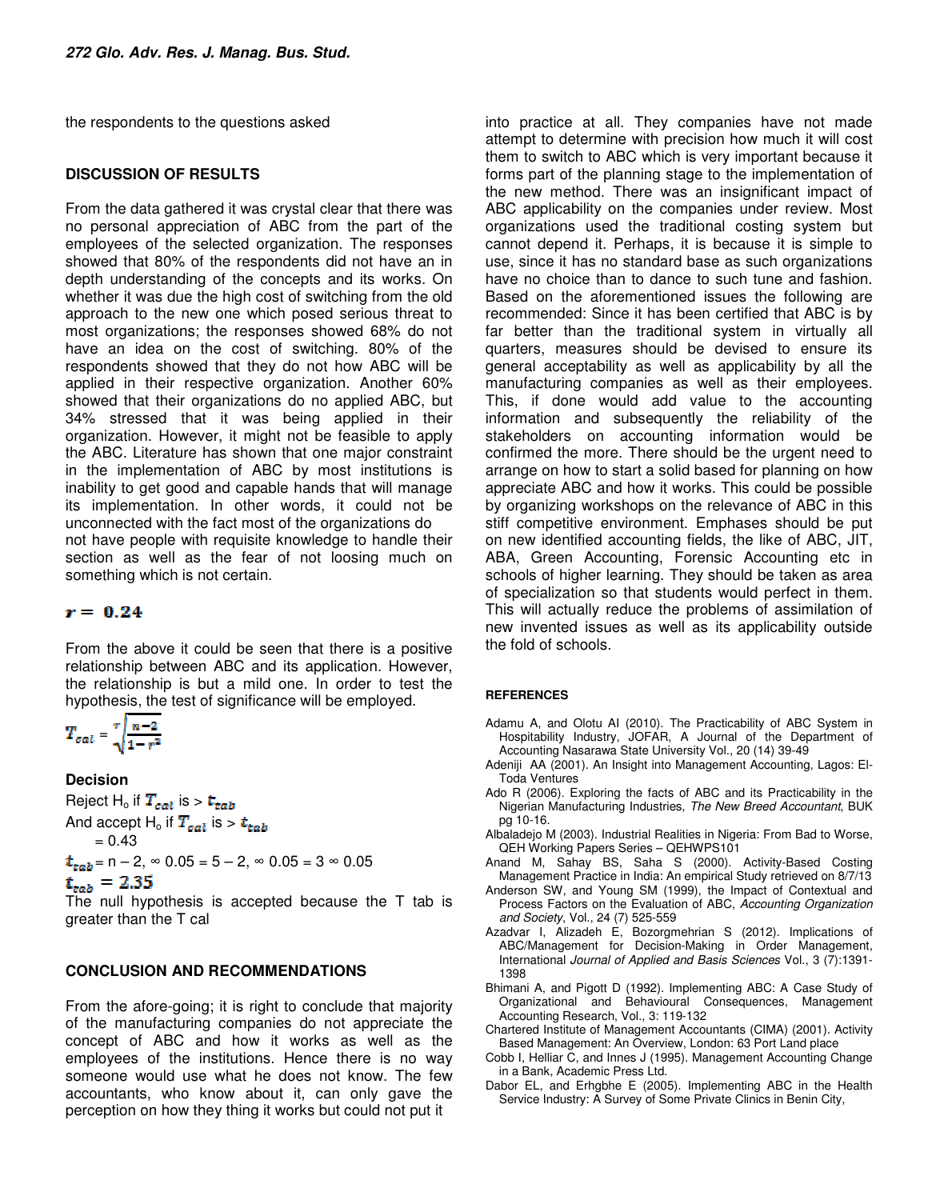the respondents to the questions asked

## DISCUSSION OF RESULTS

From the data gathered it was crystal clear that there was no personal appreciation of ABC from the part of the employees of the selected organization. The responses showed that 80% of the respondents did not have an in depth understanding of the concepts and its works. On whether it was due the high cost of switching from the old approach to the new one which posed serious threat to most organizations; the responses showed 68% do not have an idea on the cost of switching. 80% of the respondents showed that they do not how ABC will be applied in their respective organization. Another 60% showed that their organizations do no applied ABC, but 34% stressed that it was being applied in their organization. However, it might not be feasible to apply the ABC. Literature has shown that one major constraint in the implementation of ABC by most institutions is inability to get good and capable hands that will manage its implementation. In other words, it could not be unconnected with the fact most of the organizations do not have people with requisite knowledge to handle their section as well as the fear of not loosing much on something which is not certain.

$r = 0.24$

From the above it could be seen that there is a positive relationship between ABC and its application. However, the relationship is but a mild one. In order to test the hypothesis, the test of significance will be employed.

$$T_{cal} = r\sqrt{\frac{n-2}{1-r^2}}$$

### Decision

Reject $H_o$ if $T_{cal}$ is > $t_{tab}$

And accept $H_o$ if $T_{cal}$ is > $t_{tab}$

= 0.43

$t_{tab}$ = n – 2, ∞ 0.05 = 5 – 2, ∞ 0.05 = 3 ∞ 0.05

$t_{tab} = 2.35$

The null hypothesis is accepted because the T tab is greater than the T cal

## CONCLUSION AND RECOMMENDATIONS

From the afore-going; it is right to conclude that majority of the manufacturing companies do not appreciate the concept of ABC and how it works as well as the employees of the institutions. Hence there is no way someone would use what he does not know. The few accountants, who know about it, can only gave the perception on how they thing it works but could not put it into practice at all. They companies have not made attempt to determine with precision how much it will cost them to switch to ABC which is very important because it forms part of the planning stage to the implementation of the new method. There was an insignificant impact of ABC applicability on the companies under review. Most organizations used the traditional costing system but cannot depend it. Perhaps, it is because it is simple to use, since it has no standard base as such organizations have no choice than to dance to such tune and fashion. Based on the aforementioned issues the following are recommended: Since it has been certified that ABC is by far better than the traditional system in virtually all quarters, measures should be devised to ensure its general acceptability as well as applicability by all the manufacturing companies as well as their employees. This, if done would add value to the accounting information and subsequently the reliability of the stakeholders on accounting information would be confirmed the more. There should be the urgent need to arrange on how to start a solid based for planning on how appreciate ABC and how it works. This could be possible by organizing workshops on the relevance of ABC in this stiff competitive environment. Emphases should be put on new identified accounting fields, the like of ABC, JIT, ABA, Green Accounting, Forensic Accounting etc in schools of higher learning. They should be taken as area of specialization so that students would perfect in them. This will actually reduce the problems of assimilation of new invented issues as well as its applicability outside the fold of schools.

## REFERENCES

Adamu A, and Olotu AI (2010). The Practicability of ABC System in Hospitability Industry, JOFAR, A Journal of the Department of Accounting Nasarawa State University Vol., 20 (14) 39-49

Adeniji AA (2001). An Insight into Management Accounting, Lagos: El-Toda Ventures

Ado R (2006). Exploring the facts of ABC and its Practicability in the Nigerian Manufacturing Industries, *The New Breed Accountant*, BUK pg 10-16.

Albaladejo M (2003). Industrial Realities in Nigeria: From Bad to Worse, QEH Working Papers Series – QEHWPS101

Anand M, Sahay BS, Saha S (2000). Activity-Based Costing Management Practice in India: An empirical Study retrieved on 8/7/13

Anderson SW, and Young SM (1999), the Impact of Contextual and Process Factors on the Evaluation of ABC, *Accounting Organization and Society*, Vol., 24 (7) 525-559

Azadvar I, Alizadeh E, Bozorgmehrian S (2012). Implications of ABC/Management for Decision-Making in Order Management, International *Journal of Applied and Basis Sciences* Vol., 3 (7):1391-1398

Bhimani A, and Pigott D (1992). Implementing ABC: A Case Study of Organizational and Behavioural Consequences, Management Accounting Research, Vol., 3: 119-132

Chartered Institute of Management Accountants (CIMA) (2001). Activity Based Management: An Overview, London: 63 Port Land place

Cobb I, Helliar C, and Innes J (1995). Management Accounting Change in a Bank, Academic Press Ltd.

Dabor EL, and Erhgbhe E (2005). Implementing ABC in the Health Service Industry: A Survey of Some Private Clinics in Benin City,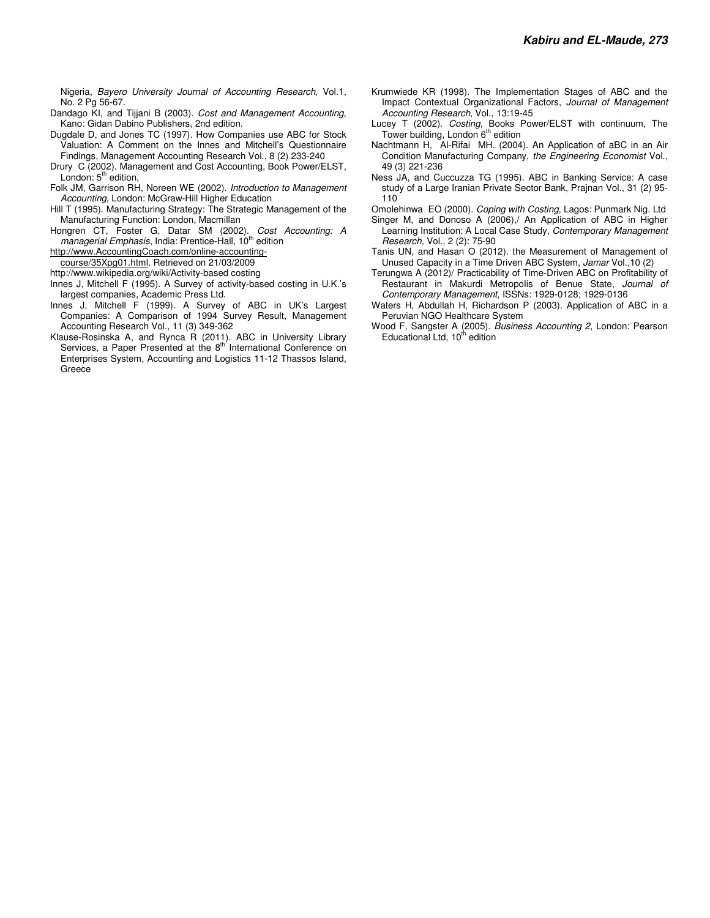Nigeria, *Bayero University Journal of Accounting Research,* Vol.1, No. 2 Pg 56-67.

Dandago KI, and Tijjani B (2003). *Cost and Management Accounting*, Kano: Gidan Dabino Publishers, 2nd edition.

Dugdale D, and Jones TC (1997). How Companies use ABC for Stock Valuation: A Comment on the Innes and Mitchell's Questionnaire Findings, Management Accounting Research Vol., 8 (2) 233-240

Drury C (2002). Management and Cost Accounting, Book Power/ELST, London: 5th edition,

Folk JM, Garrison RH, Noreen WE (2002). *Introduction to Management Accounting,* London: McGraw-Hill Higher Education

Hill T (1995). Manufacturing Strategy: The Strategic Management of the Manufacturing Function: London, Macmillan

Hongren CT, Foster G, Datar SM (2002). *Cost Accounting: A managerial Emphasis*, India: Prentice-Hall, 10th edition

http://www.AccountingCoach.com/online-accounting-course/35Xpg01.html. Retrieved on 21/03/2009

http://www.wikipedia.org/wiki/Activity-based costing

Innes J, Mitchell F (1995). A Survey of activity-based costing in U.K.'s largest companies, Academic Press Ltd.

Innes J, Mitchell F (1999). A Survey of ABC in UK's Largest Companies: A Comparison of 1994 Survey Result, Management Accounting Research Vol., 11 (3) 349-362

Klause-Rosinska A, and Rynca R (2011). ABC in University Library Services, a Paper Presented at the 8th International Conference on Enterprises System, Accounting and Logistics 11-12 Thassos Island, Greece

Krumwiede KR (1998). The Implementation Stages of ABC and the Impact Contextual Organizational Factors, *Journal of Management Accounting Research*, Vol., 13:19-45

Lucey T (2002). *Costing*, Books Power/ELST with continuum, The Tower building, London 6th edition

Nachtmann H, Al-Rifai MH. (2004). An Application of aBC in an Air Condition Manufacturing Company, *the Engineering Economist* Vol., 49 (3) 221-236

Ness JA, and Cuccuzza TG (1995). ABC in Banking Service: A case study of a Large Iranian Private Sector Bank, Prajnan Vol., 31 (2) 95-110

Omolehinwa EO (2000). *Coping with Costing*, Lagos: Punmark Nig. Ltd

Singer M, and Donoso A (2006),/ An Application of ABC in Higher Learning Institution: A Local Case Study, *Contemporary Management Research,* Vol., 2 (2): 75-90

Tanis UN, and Hasan O (2012). the Measurement of Management of Unused Capacity in a Time Driven ABC System, *Jamar* Vol.,10 (2)

Terungwa A (2012)/ Practicability of Time-Driven ABC on Profitability of Restaurant in Makurdi Metropolis of Benue State, *Journal of Contemporary Management*, ISSNs: 1929-0128; 1929-0136

Waters H, Abdullah H, Richardson P (2003). Application of ABC in a Peruvian NGO Healthcare System

Wood F, Sangster A (2005). *Business Accounting 2*, London: Pearson Educational Ltd, 10th edition